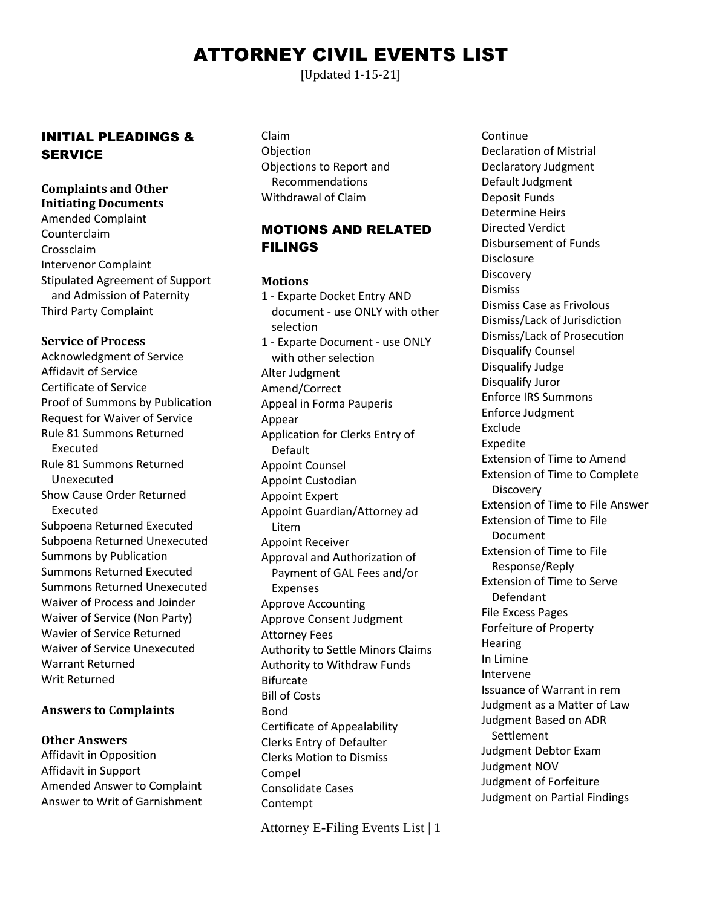# ATTORNEY CIVIL EVENTS LIST

[Updated 1-15-21]

## INITIAL PLEADINGS & SERVICE

### Complaints and Other Initiating Documents

Amended Complaint
Counterclaim
Crossclaim
Intervenor Complaint
Stipulated Agreement of Support and Admission of Paternity
Third Party Complaint

### Service of Process

Acknowledgment of Service
Affidavit of Service
Certificate of Service
Proof of Summons by Publication
Request for Waiver of Service
Rule 81 Summons Returned Executed
Rule 81 Summons Returned Unexecuted
Show Cause Order Returned Executed
Subpoena Returned Executed
Subpoena Returned Unexecuted
Summons by Publication
Summons Returned Executed
Summons Returned Unexecuted
Waiver of Process and Joinder
Waiver of Service (Non Party)
Wavier of Service Returned
Waiver of Service Unexecuted
Warrant Returned
Writ Returned

### Answers to Complaints

### Other Answers

Affidavit in Opposition
Affidavit in Support
Amended Answer to Complaint
Answer to Writ of Garnishment
Claim
Objection
Objections to Report and Recommendations
Withdrawal of Claim

## MOTIONS AND RELATED FILINGS

### Motions

1 - Exparte Docket Entry AND document - use ONLY with other selection
1 - Exparte Document - use ONLY with other selection
Alter Judgment
Amend/Correct
Appeal in Forma Pauperis
Appear
Application for Clerks Entry of Default
Appoint Counsel
Appoint Custodian
Appoint Expert
Appoint Guardian/Attorney ad Litem
Appoint Receiver
Approval and Authorization of Payment of GAL Fees and/or Expenses
Approve Accounting
Approve Consent Judgment
Attorney Fees
Authority to Settle Minors Claims
Authority to Withdraw Funds
Bifurcate
Bill of Costs
Bond
Certificate of Appealability
Clerks Entry of Defaulter
Clerks Motion to Dismiss
Compel
Consolidate Cases
Contempt
Continue
Declaration of Mistrial
Declaratory Judgment
Default Judgment
Deposit Funds
Determine Heirs
Directed Verdict
Disbursement of Funds
Disclosure
Discovery
Dismiss
Dismiss Case as Frivolous
Dismiss/Lack of Jurisdiction
Dismiss/Lack of Prosecution
Disqualify Counsel
Disqualify Judge
Disqualify Juror
Enforce IRS Summons
Enforce Judgment
Exclude
Expedite
Extension of Time to Amend
Extension of Time to Complete Discovery
Extension of Time to File Answer
Extension of Time to File Document
Extension of Time to File Response/Reply
Extension of Time to Serve Defendant
File Excess Pages
Forfeiture of Property
Hearing
In Limine
Intervene
Issuance of Warrant in rem
Judgment as a Matter of Law
Judgment Based on ADR Settlement
Judgment Debtor Exam
Judgment NOV
Judgment of Forfeiture
Judgment on Partial Findings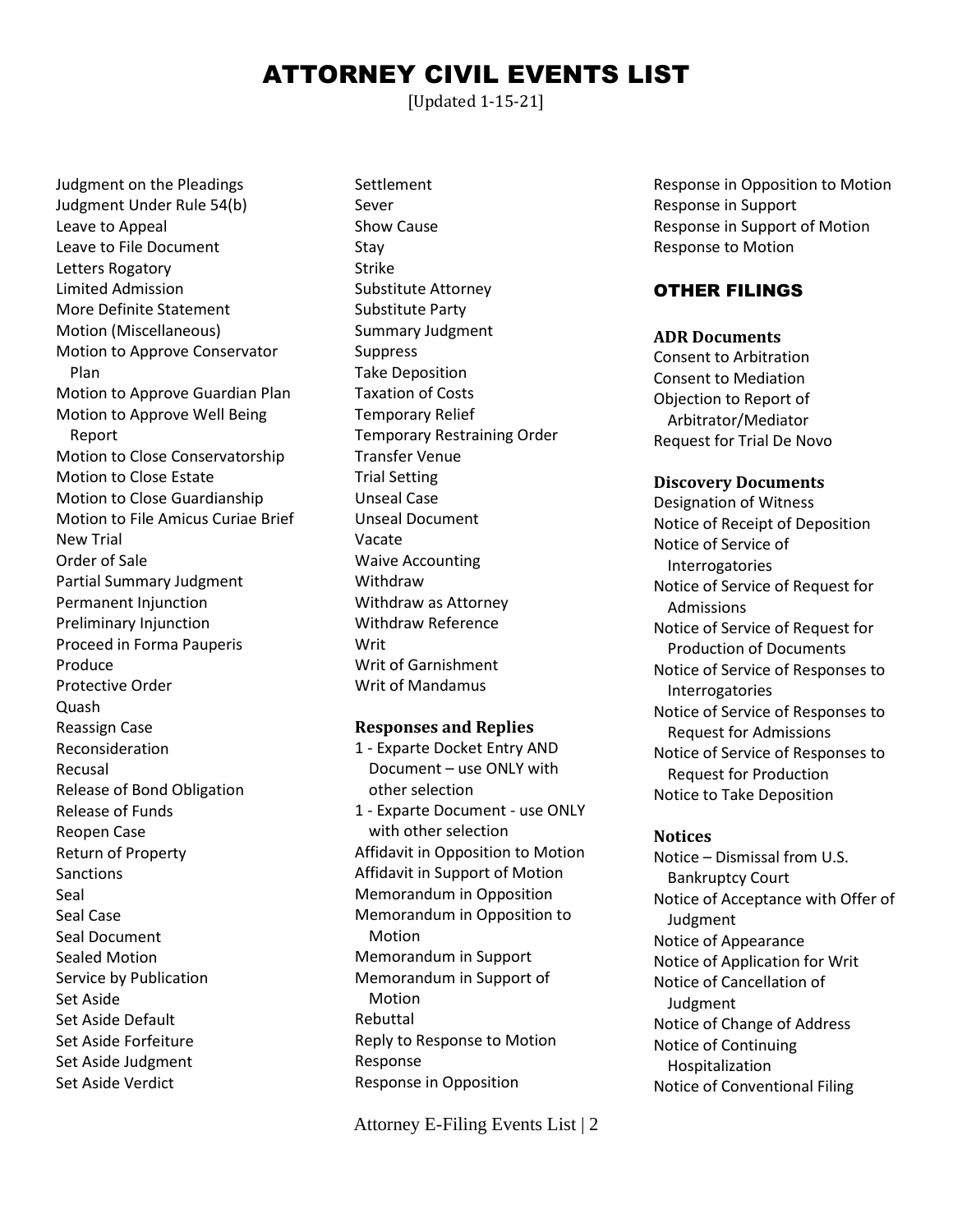# ATTORNEY CIVIL EVENTS LIST

[Updated 1-15-21]

Judgment on the Pleadings
Judgment Under Rule 54(b)
Leave to Appeal
Leave to File Document
Letters Rogatory
Limited Admission
More Definite Statement
Motion (Miscellaneous)
Motion to Approve Conservator Plan
Motion to Approve Guardian Plan
Motion to Approve Well Being Report
Motion to Close Conservatorship
Motion to Close Estate
Motion to Close Guardianship
Motion to File Amicus Curiae Brief
New Trial
Order of Sale
Partial Summary Judgment
Permanent Injunction
Preliminary Injunction
Proceed in Forma Pauperis
Produce
Protective Order
Quash
Reassign Case
Reconsideration
Recusal
Release of Bond Obligation
Release of Funds
Reopen Case
Return of Property
Sanctions
Seal
Seal Case
Seal Document
Sealed Motion
Service by Publication
Set Aside
Set Aside Default
Set Aside Forfeiture
Set Aside Judgment
Set Aside Verdict
Settlement
Sever
Show Cause
Stay
Strike
Substitute Attorney
Substitute Party
Summary Judgment
Suppress
Take Deposition
Taxation of Costs
Temporary Relief
Temporary Restraining Order
Transfer Venue
Trial Setting
Unseal Case
Unseal Document
Vacate
Waive Accounting
Withdraw
Withdraw as Attorney
Withdraw Reference
Writ
Writ of Garnishment
Writ of Mandamus

### Responses and Replies

1 - Exparte Docket Entry AND Document – use ONLY with other selection
1 - Exparte Document - use ONLY with other selection
Affidavit in Opposition to Motion
Affidavit in Support of Motion
Memorandum in Opposition
Memorandum in Opposition to Motion
Memorandum in Support
Memorandum in Support of Motion
Rebuttal
Reply to Response to Motion
Response
Response in Opposition
Response in Opposition to Motion
Response in Support
Response in Support of Motion
Response to Motion

## OTHER FILINGS

### ADR Documents

Consent to Arbitration
Consent to Mediation
Objection to Report of Arbitrator/Mediator
Request for Trial De Novo

### Discovery Documents

Designation of Witness
Notice of Receipt of Deposition
Notice of Service of Interrogatories
Notice of Service of Request for Admissions
Notice of Service of Request for Production of Documents
Notice of Service of Responses to Interrogatories
Notice of Service of Responses to Request for Admissions
Notice of Service of Responses to Request for Production
Notice to Take Deposition

### Notices

Notice – Dismissal from U.S. Bankruptcy Court
Notice of Acceptance with Offer of Judgment
Notice of Appearance
Notice of Application for Writ
Notice of Cancellation of Judgment
Notice of Change of Address
Notice of Continuing Hospitalization
Notice of Conventional Filing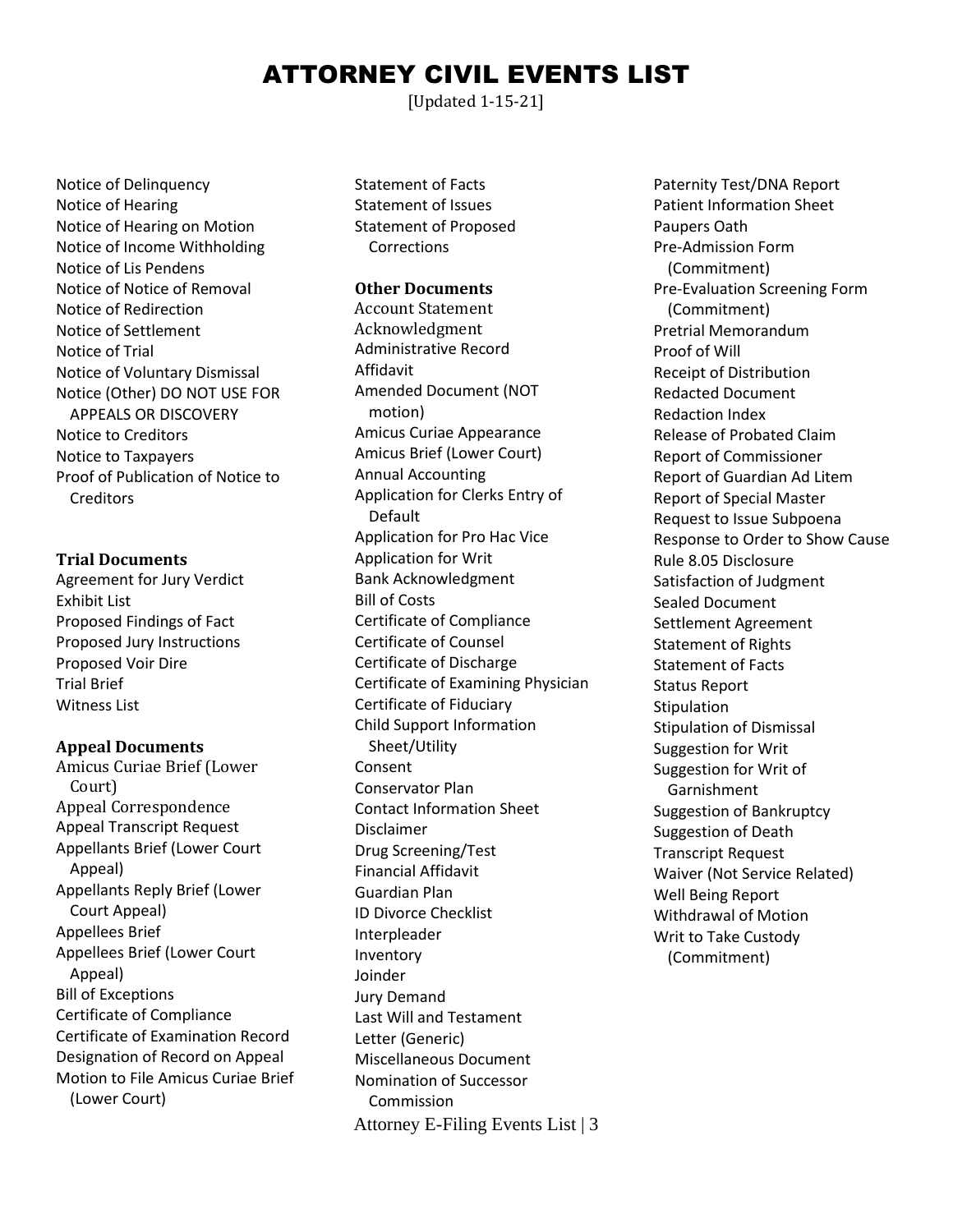# ATTORNEY CIVIL EVENTS LIST

[Updated 1-15-21]

Notice of Delinquency
Notice of Hearing
Notice of Hearing on Motion
Notice of Income Withholding
Notice of Lis Pendens
Notice of Notice of Removal
Notice of Redirection
Notice of Settlement
Notice of Trial
Notice of Voluntary Dismissal
Notice (Other) DO NOT USE FOR APPEALS OR DISCOVERY
Notice to Creditors
Notice to Taxpayers
Proof of Publication of Notice to Creditors

### Trial Documents

Agreement for Jury Verdict
Exhibit List
Proposed Findings of Fact
Proposed Jury Instructions
Proposed Voir Dire
Trial Brief
Witness List

### Appeal Documents

Amicus Curiae Brief (Lower Court)
Appeal Correspondence
Appeal Transcript Request
Appellants Brief (Lower Court Appeal)
Appellants Reply Brief (Lower Court Appeal)
Appellees Brief
Appellees Brief (Lower Court Appeal)
Bill of Exceptions
Certificate of Compliance
Certificate of Examination Record
Designation of Record on Appeal
Motion to File Amicus Curiae Brief (Lower Court)
Statement of Facts
Statement of Issues
Statement of Proposed Corrections

### Other Documents

Account Statement
Acknowledgment
Administrative Record
Affidavit
Amended Document (NOT motion)
Amicus Curiae Appearance
Amicus Brief (Lower Court)
Annual Accounting
Application for Clerks Entry of Default
Application for Pro Hac Vice
Application for Writ
Bank Acknowledgment
Bill of Costs
Certificate of Compliance
Certificate of Counsel
Certificate of Discharge
Certificate of Examining Physician
Certificate of Fiduciary
Child Support Information Sheet/Utility
Consent
Conservator Plan
Contact Information Sheet
Disclaimer
Drug Screening/Test
Financial Affidavit
Guardian Plan
ID Divorce Checklist
Interpleader
Inventory
Joinder
Jury Demand
Last Will and Testament
Letter (Generic)
Miscellaneous Document
Nomination of Successor Commission
Paternity Test/DNA Report
Patient Information Sheet
Paupers Oath
Pre-Admission Form (Commitment)
Pre-Evaluation Screening Form (Commitment)
Pretrial Memorandum
Proof of Will
Receipt of Distribution
Redacted Document
Redaction Index
Release of Probated Claim
Report of Commissioner
Report of Guardian Ad Litem
Report of Special Master
Request to Issue Subpoena
Response to Order to Show Cause
Rule 8.05 Disclosure
Satisfaction of Judgment
Sealed Document
Settlement Agreement
Statement of Rights
Statement of Facts
Status Report
Stipulation
Stipulation of Dismissal
Suggestion for Writ
Suggestion for Writ of Garnishment
Suggestion of Bankruptcy
Suggestion of Death
Transcript Request
Waiver (Not Service Related)
Well Being Report
Withdrawal of Motion
Writ to Take Custody (Commitment)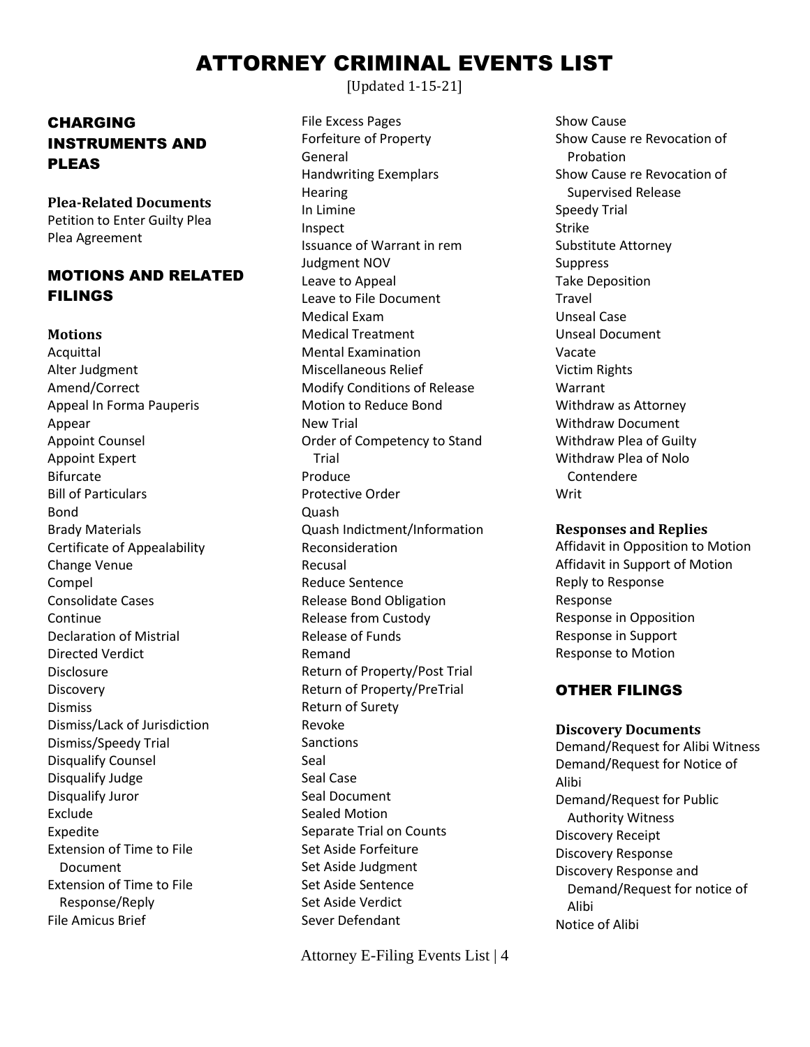# ATTORNEY CRIMINAL EVENTS LIST

[Updated 1-15-21]

## CHARGING INSTRUMENTS AND PLEAS

### Plea-Related Documents

Petition to Enter Guilty Plea
Plea Agreement

## MOTIONS AND RELATED FILINGS

### Motions

Acquittal
Alter Judgment
Amend/Correct
Appeal In Forma Pauperis
Appear
Appoint Counsel
Appoint Expert
Bifurcate
Bill of Particulars
Bond
Brady Materials
Certificate of Appealability
Change Venue
Compel
Consolidate Cases
Continue
Declaration of Mistrial
Directed Verdict
Disclosure
Discovery
Dismiss
Dismiss/Lack of Jurisdiction
Dismiss/Speedy Trial
Disqualify Counsel
Disqualify Judge
Disqualify Juror
Exclude
Expedite
Extension of Time to File Document
Extension of Time to File Response/Reply
File Amicus Brief
File Excess Pages
Forfeiture of Property
General
Handwriting Exemplars
Hearing
In Limine
Inspect
Issuance of Warrant in rem
Judgment NOV
Leave to Appeal
Leave to File Document
Medical Exam
Medical Treatment
Mental Examination
Miscellaneous Relief
Modify Conditions of Release
Motion to Reduce Bond
New Trial
Order of Competency to Stand Trial
Produce
Protective Order
Quash
Quash Indictment/Information
Reconsideration
Recusal
Reduce Sentence
Release Bond Obligation
Release from Custody
Release of Funds
Remand
Return of Property/Post Trial
Return of Property/PreTrial
Return of Surety
Revoke
Sanctions
Seal
Seal Case
Seal Document
Sealed Motion
Separate Trial on Counts
Set Aside Forfeiture
Set Aside Judgment
Set Aside Sentence
Set Aside Verdict
Sever Defendant
Show Cause
Show Cause re Revocation of Probation
Show Cause re Revocation of Supervised Release
Speedy Trial
Strike
Substitute Attorney
Suppress
Take Deposition
Travel
Unseal Case
Unseal Document
Vacate
Victim Rights
Warrant
Withdraw as Attorney
Withdraw Document
Withdraw Plea of Guilty
Withdraw Plea of Nolo Contendere
Writ

### Responses and Replies

Affidavit in Opposition to Motion
Affidavit in Support of Motion
Reply to Response
Response
Response in Opposition
Response in Support
Response to Motion

## OTHER FILINGS

### Discovery Documents

Demand/Request for Alibi Witness
Demand/Request for Notice of Alibi
Demand/Request for Public Authority Witness
Discovery Receipt
Discovery Response
Discovery Response and Demand/Request for notice of Alibi
Notice of Alibi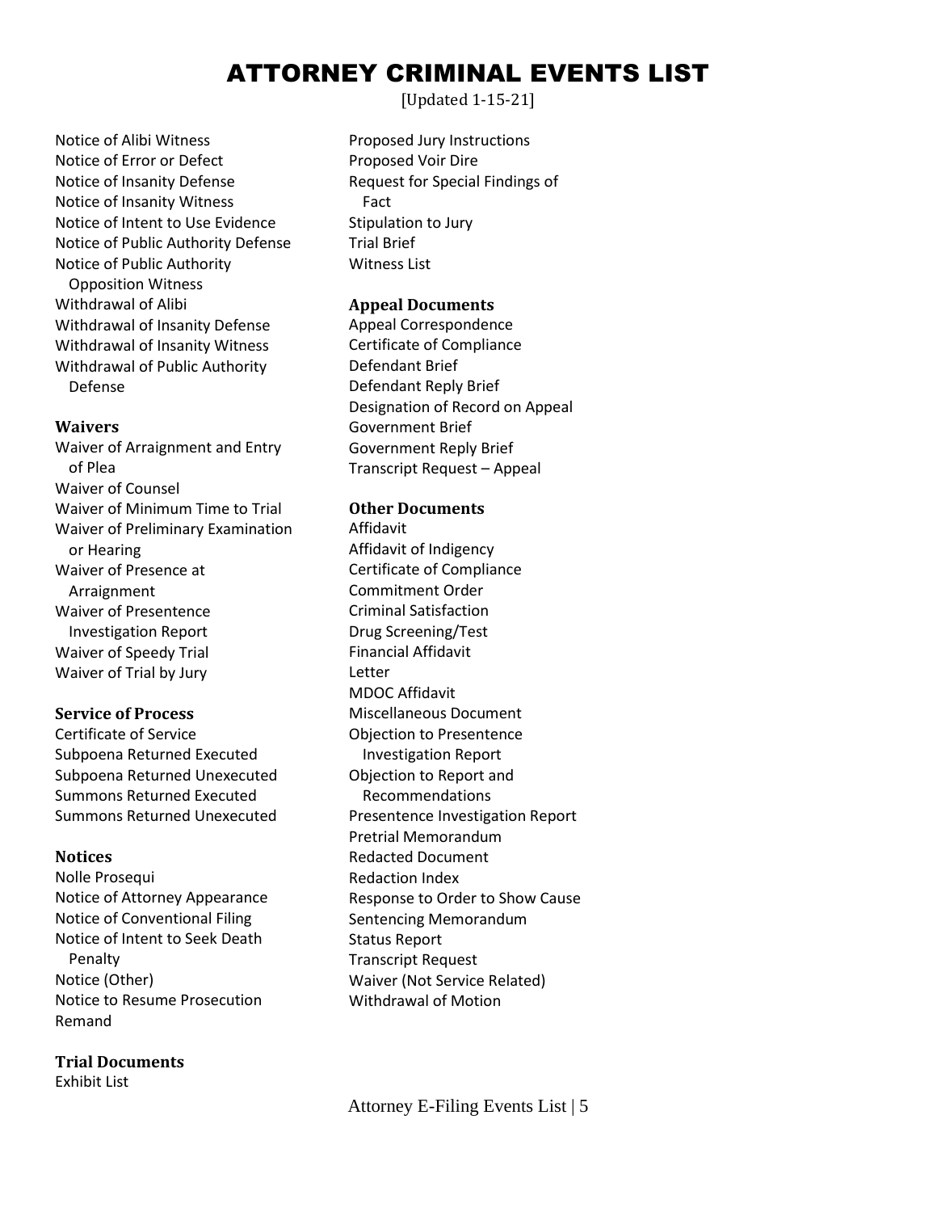# ATTORNEY CRIMINAL EVENTS LIST

[Updated 1-15-21]

Notice of Alibi Witness
Notice of Error or Defect
Notice of Insanity Defense
Notice of Insanity Witness
Notice of Intent to Use Evidence
Notice of Public Authority Defense
Notice of Public Authority Opposition Witness
Withdrawal of Alibi
Withdrawal of Insanity Defense
Withdrawal of Insanity Witness
Withdrawal of Public Authority Defense

### Waivers

Waiver of Arraignment and Entry of Plea
Waiver of Counsel
Waiver of Minimum Time to Trial
Waiver of Preliminary Examination or Hearing
Waiver of Presence at Arraignment
Waiver of Presentence Investigation Report
Waiver of Speedy Trial
Waiver of Trial by Jury

### Service of Process

Certificate of Service
Subpoena Returned Executed
Subpoena Returned Unexecuted
Summons Returned Executed
Summons Returned Unexecuted

### Notices

Nolle Prosequi
Notice of Attorney Appearance
Notice of Conventional Filing
Notice of Intent to Seek Death Penalty
Notice (Other)
Notice to Resume Prosecution
Remand

### Trial Documents

Exhibit List
Proposed Jury Instructions
Proposed Voir Dire
Request for Special Findings of Fact
Stipulation to Jury
Trial Brief
Witness List

### Appeal Documents

Appeal Correspondence
Certificate of Compliance
Defendant Brief
Defendant Reply Brief
Designation of Record on Appeal
Government Brief
Government Reply Brief
Transcript Request – Appeal

### Other Documents

Affidavit
Affidavit of Indigency
Certificate of Compliance
Commitment Order
Criminal Satisfaction
Drug Screening/Test
Financial Affidavit
Letter
MDOC Affidavit
Miscellaneous Document
Objection to Presentence Investigation Report
Objection to Report and Recommendations
Presentence Investigation Report
Pretrial Memorandum
Redacted Document
Redaction Index
Response to Order to Show Cause
Sentencing Memorandum
Status Report
Transcript Request
Waiver (Not Service Related)
Withdrawal of Motion